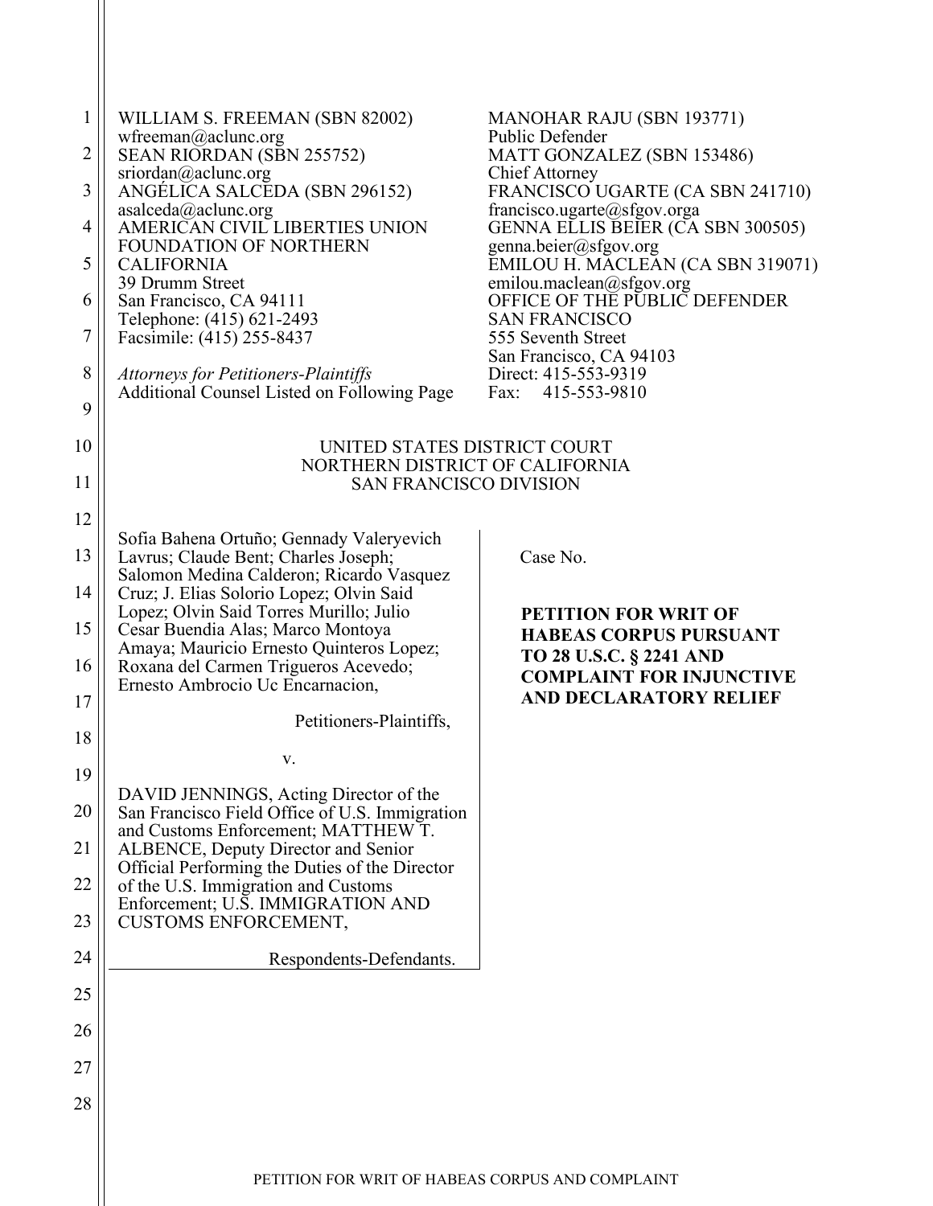WILLIAM S. FREEMAN (SBN 82002)
wfreeman@aclunc.org
SEAN RIORDAN (SBN 255752)
sriordan@aclunc.org
ANGÉLICA SALCEDA (SBN 296152)
asalceda@aclunc.org
AMERICAN CIVIL LIBERTIES UNION
FOUNDATION OF NORTHERN
CALIFORNIA
39 Drumm Street
San Francisco, CA 94111
Telephone: (415) 621-2493
Facsimile: (415) 255-8437

*Attorneys for Petitioners-Plaintiffs*
Additional Counsel Listed on Following Page

MANOHAR RAJU (SBN 193771)
Public Defender
MATT GONZALEZ (SBN 153486)
Chief Attorney
FRANCISCO UGARTE (CA SBN 241710)
francisco.ugarte@sfgov.orga
GENNA ELLIS BEIER (CA SBN 300505)
genna.beier@sfgov.org
EMILOU H. MACLEAN (CA SBN 319071)
emilou.maclean@sfgov.org
OFFICE OF THE PUBLIC DEFENDER
SAN FRANCISCO
555 Seventh Street
San Francisco, CA 94103
Direct: 415-553-9319
Fax: 415-553-9810

UNITED STATES DISTRICT COURT
NORTHERN DISTRICT OF CALIFORNIA
SAN FRANCISCO DIVISION

Sofia Bahena Ortuño; Gennady Valeryevich Lavrus; Claude Bent; Charles Joseph; Salomon Medina Calderon; Ricardo Vasquez Cruz; J. Elias Solorio Lopez; Olvin Said Lopez; Olvin Said Torres Murillo; Julio Cesar Buendia Alas; Marco Montoya Amaya; Mauricio Ernesto Quinteros Lopez; Roxana del Carmen Trigueros Acevedo; Ernesto Ambrocio Uc Encarnacion,

Petitioners-Plaintiffs,

v.

DAVID JENNINGS, Acting Director of the San Francisco Field Office of U.S. Immigration and Customs Enforcement; MATTHEW T. ALBENCE, Deputy Director and Senior Official Performing the Duties of the Director of the U.S. Immigration and Customs Enforcement; U.S. IMMIGRATION AND CUSTOMS ENFORCEMENT,

Respondents-Defendants.

Case No.

**PETITION FOR WRIT OF HABEAS CORPUS PURSUANT TO 28 U.S.C. § 2241 AND COMPLAINT FOR INJUNCTIVE AND DECLARATORY RELIEF**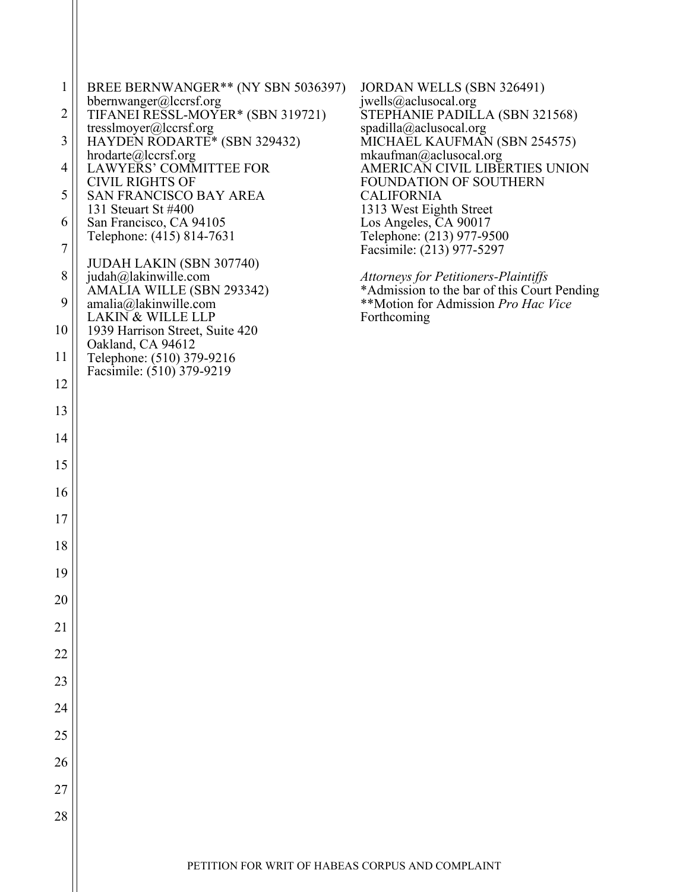BREE BERNWANGER** (NY SBN 5036397)
bbernwanger@lccrsf.org
TIFANEI RESSL-MOYER* (SBN 319721)
tresslmoyer@lccrsf.org
HAYDEN RODARTE* (SBN 329432)
hrodarte@lccrsf.org
LAWYERS' COMMITTEE FOR
CIVIL RIGHTS OF
SAN FRANCISCO BAY AREA
131 Steuart St #400
San Francisco, CA 94105
Telephone: (415) 814-7631

JUDAH LAKIN (SBN 307740)
judah@lakinwille.com
AMALIA WILLE (SBN 293342)
amalia@lakinwille.com
LAKIN & WILLE LLP
1939 Harrison Street, Suite 420
Oakland, CA 94612
Telephone: (510) 379-9216
Facsimile: (510) 379-9219

JORDAN WELLS (SBN 326491)
jwells@aclusocal.org
STEPHANIE PADILLA (SBN 321568)
spadilla@aclusocal.org
MICHAEL KAUFMAN (SBN 254575)
mkaufman@aclusocal.org
AMERICAN CIVIL LIBERTIES UNION
FOUNDATION OF SOUTHERN
CALIFORNIA
1313 West Eighth Street
Los Angeles, CA 90017
Telephone: (213) 977-9500
Facsimile: (213) 977-5297

*Attorneys for Petitioners-Plaintiffs*
*Admission to the bar of this Court Pending
**Motion for Admission *Pro Hac Vice* Forthcoming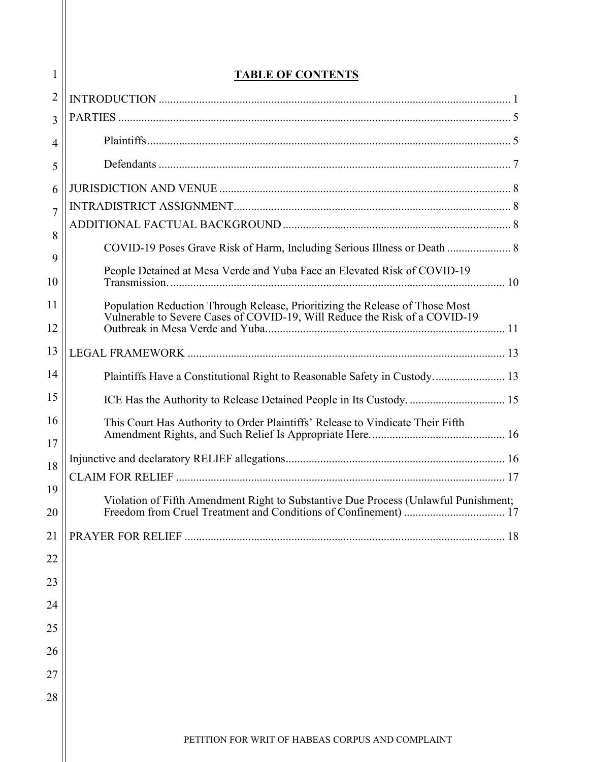# TABLE OF CONTENTS

INTRODUCTION ........................................................................................................................ 1

PARTIES ...................................................................................................................................... 5

Plaintiffs ............................................................................................................................ 5

Defendants ........................................................................................................................ 7

JURISDICTION AND VENUE .................................................................................................. 8

INTRADISTRICT ASSIGNMENT ............................................................................................. 8

ADDITIONAL FACTUAL BACKGROUND ............................................................................. 8

COVID-19 Poses Grave Risk of Harm, Including Serious Illness or Death ...................... 8

People Detained at Mesa Verde and Yuba Face an Elevated Risk of COVID-19 Transmission. .................................................................................................................... 10

Population Reduction Through Release, Prioritizing the Release of Those Most Vulnerable to Severe Cases of COVID-19, Will Reduce the Risk of a COVID-19 Outbreak in Mesa Verde and Yuba. ................................................................................. 11

LEGAL FRAMEWORK ............................................................................................................. 13

Plaintiffs Have a Constitutional Right to Reasonable Safety in Custody. ........................ 13

ICE Has the Authority to Release Detained People in Its Custody. ................................. 15

This Court Has Authority to Order Plaintiffs' Release to Vindicate Their Fifth Amendment Rights, and Such Relief Is Appropriate Here. .............................................. 16

Injunctive and declaratory RELIEF allegations .......................................................................... 16

CLAIM FOR RELIEF ................................................................................................................ 17

Violation of Fifth Amendment Right to Substantive Due Process (Unlawful Punishment; Freedom from Cruel Treatment and Conditions of Confinement) .................................. 17

PRAYER FOR RELIEF .............................................................................................................. 18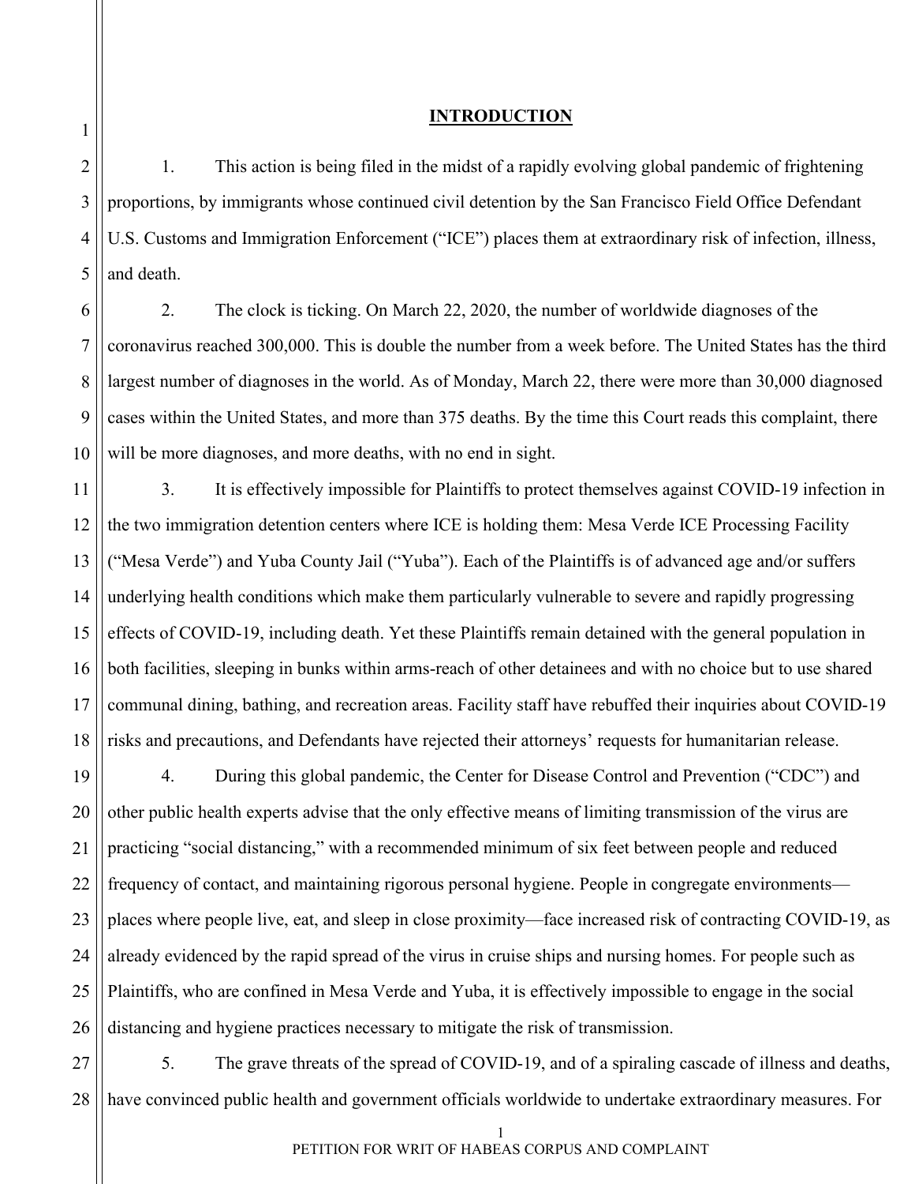## INTRODUCTION

1. This action is being filed in the midst of a rapidly evolving global pandemic of frightening proportions, by immigrants whose continued civil detention by the San Francisco Field Office Defendant U.S. Customs and Immigration Enforcement ("ICE") places them at extraordinary risk of infection, illness, and death.

2. The clock is ticking. On March 22, 2020, the number of worldwide diagnoses of the coronavirus reached 300,000. This is double the number from a week before. The United States has the third largest number of diagnoses in the world. As of Monday, March 22, there were more than 30,000 diagnosed cases within the United States, and more than 375 deaths. By the time this Court reads this complaint, there will be more diagnoses, and more deaths, with no end in sight.

3. It is effectively impossible for Plaintiffs to protect themselves against COVID-19 infection in the two immigration detention centers where ICE is holding them: Mesa Verde ICE Processing Facility ("Mesa Verde") and Yuba County Jail ("Yuba"). Each of the Plaintiffs is of advanced age and/or suffers underlying health conditions which make them particularly vulnerable to severe and rapidly progressing effects of COVID-19, including death. Yet these Plaintiffs remain detained with the general population in both facilities, sleeping in bunks within arms-reach of other detainees and with no choice but to use shared communal dining, bathing, and recreation areas. Facility staff have rebuffed their inquiries about COVID-19 risks and precautions, and Defendants have rejected their attorneys' requests for humanitarian release.

4. During this global pandemic, the Center for Disease Control and Prevention ("CDC") and other public health experts advise that the only effective means of limiting transmission of the virus are practicing "social distancing," with a recommended minimum of six feet between people and reduced frequency of contact, and maintaining rigorous personal hygiene. People in congregate environments—places where people live, eat, and sleep in close proximity—face increased risk of contracting COVID-19, as already evidenced by the rapid spread of the virus in cruise ships and nursing homes. For people such as Plaintiffs, who are confined in Mesa Verde and Yuba, it is effectively impossible to engage in the social distancing and hygiene practices necessary to mitigate the risk of transmission.

5. The grave threats of the spread of COVID-19, and of a spiraling cascade of illness and deaths, have convinced public health and government officials worldwide to undertake extraordinary measures. For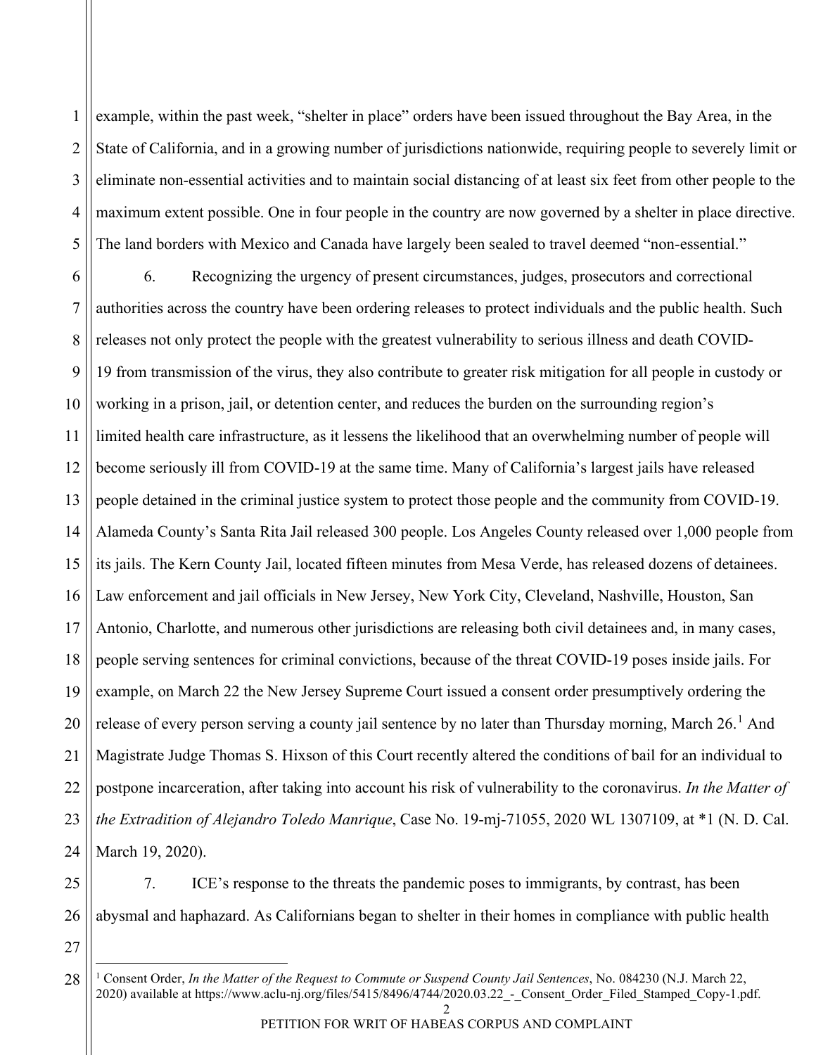example, within the past week, "shelter in place" orders have been issued throughout the Bay Area, in the State of California, and in a growing number of jurisdictions nationwide, requiring people to severely limit or eliminate non-essential activities and to maintain social distancing of at least six feet from other people to the maximum extent possible. One in four people in the country are now governed by a shelter in place directive. The land borders with Mexico and Canada have largely been sealed to travel deemed "non-essential."

6. Recognizing the urgency of present circumstances, judges, prosecutors and correctional authorities across the country have been ordering releases to protect individuals and the public health. Such releases not only protect the people with the greatest vulnerability to serious illness and death COVID-19 from transmission of the virus, they also contribute to greater risk mitigation for all people in custody or working in a prison, jail, or detention center, and reduces the burden on the surrounding region's limited health care infrastructure, as it lessens the likelihood that an overwhelming number of people will become seriously ill from COVID-19 at the same time. Many of California's largest jails have released people detained in the criminal justice system to protect those people and the community from COVID-19. Alameda County's Santa Rita Jail released 300 people. Los Angeles County released over 1,000 people from its jails. The Kern County Jail, located fifteen minutes from Mesa Verde, has released dozens of detainees. Law enforcement and jail officials in New Jersey, New York City, Cleveland, Nashville, Houston, San Antonio, Charlotte, and numerous other jurisdictions are releasing both civil detainees and, in many cases, people serving sentences for criminal convictions, because of the threat COVID-19 poses inside jails. For example, on March 22 the New Jersey Supreme Court issued a consent order presumptively ordering the release of every person serving a county jail sentence by no later than Thursday morning, March 26.[1] And Magistrate Judge Thomas S. Hixson of this Court recently altered the conditions of bail for an individual to postpone incarceration, after taking into account his risk of vulnerability to the coronavirus. *In the Matter of the Extradition of Alejandro Toledo Manrique*, Case No. 19-mj-71055, 2020 WL 1307109, at *1 (N. D. Cal. March 19, 2020).

7. ICE's response to the threats the pandemic poses to immigrants, by contrast, has been abysmal and haphazard. As Californians began to shelter in their homes in compliance with public health

[1] Consent Order, *In the Matter of the Request to Commute or Suspend County Jail Sentences*, No. 084230 (N.J. March 22, 2020) available at https://www.aclu-nj.org/files/5415/8496/4744/2020.03.22_-_Consent_Order_Filed_Stamped_Copy-1.pdf.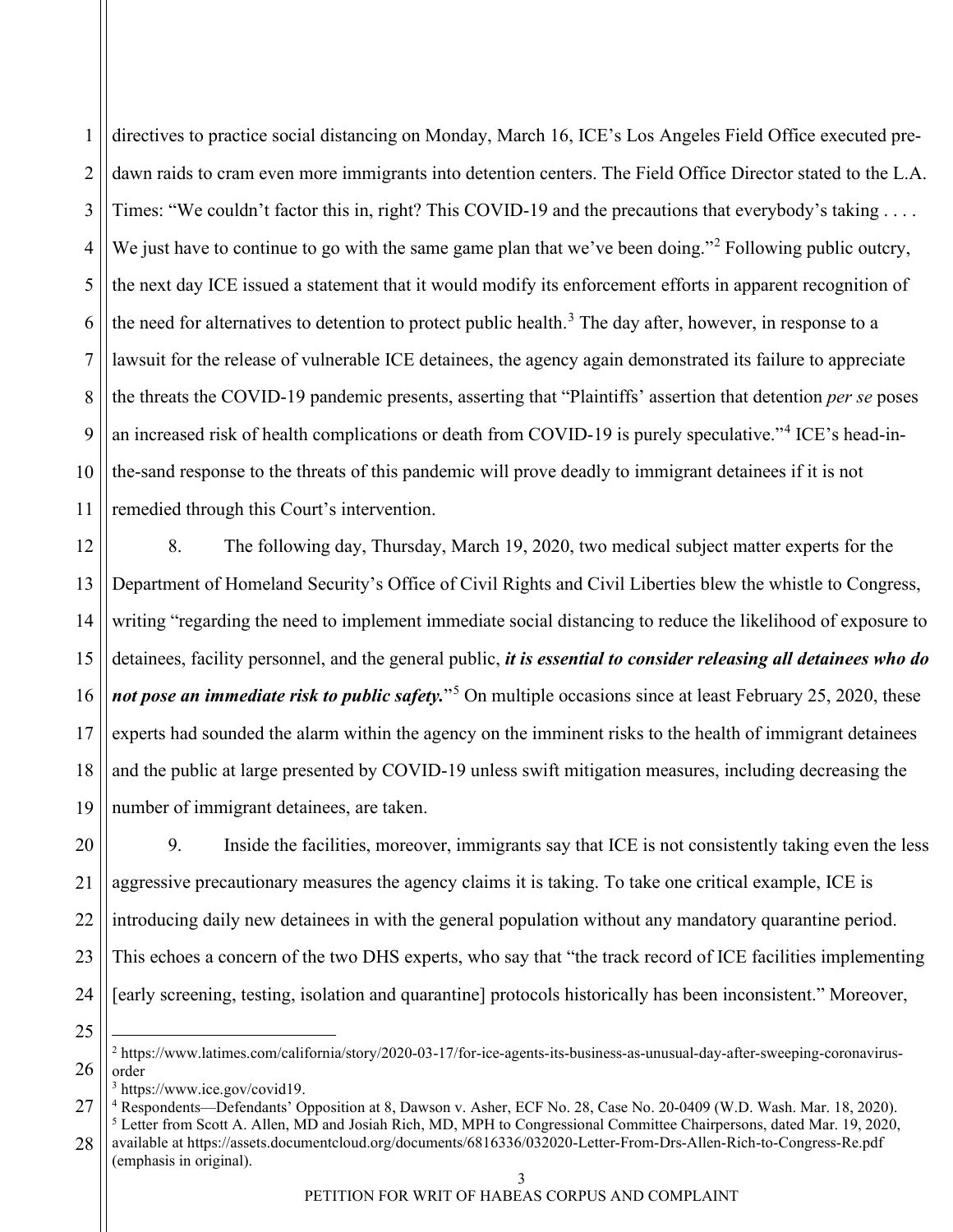directives to practice social distancing on Monday, March 16, ICE's Los Angeles Field Office executed pre-dawn raids to cram even more immigrants into detention centers. The Field Office Director stated to the L.A. Times: "We couldn't factor this in, right? This COVID-19 and the precautions that everybody's taking . . . . We just have to continue to go with the same game plan that we've been doing."[2] Following public outcry, the next day ICE issued a statement that it would modify its enforcement efforts in apparent recognition of the need for alternatives to detention to protect public health.[3] The day after, however, in response to a lawsuit for the release of vulnerable ICE detainees, the agency again demonstrated its failure to appreciate the threats the COVID-19 pandemic presents, asserting that "Plaintiffs' assertion that detention *per se* poses an increased risk of health complications or death from COVID-19 is purely speculative."[4] ICE's head-in-the-sand response to the threats of this pandemic will prove deadly to immigrant detainees if it is not remedied through this Court's intervention.

8. The following day, Thursday, March 19, 2020, two medical subject matter experts for the Department of Homeland Security's Office of Civil Rights and Civil Liberties blew the whistle to Congress, writing "regarding the need to implement immediate social distancing to reduce the likelihood of exposure to detainees, facility personnel, and the general public, ***it is essential to consider releasing all detainees who do not pose an immediate risk to public safety.***"[5] On multiple occasions since at least February 25, 2020, these experts had sounded the alarm within the agency on the imminent risks to the health of immigrant detainees and the public at large presented by COVID-19 unless swift mitigation measures, including decreasing the number of immigrant detainees, are taken.

9. Inside the facilities, moreover, immigrants say that ICE is not consistently taking even the less aggressive precautionary measures the agency claims it is taking. To take one critical example, ICE is introducing daily new detainees in with the general population without any mandatory quarantine period. This echoes a concern of the two DHS experts, who say that "the track record of ICE facilities implementing [early screening, testing, isolation and quarantine] protocols historically has been inconsistent." Moreover,

---

[2] https://www.latimes.com/california/story/2020-03-17/for-ice-agents-its-business-as-unusual-day-after-sweeping-coronavirus-order

[3] https://www.ice.gov/covid19.

[4] Respondents—Defendants' Opposition at 8, Dawson v. Asher, ECF No. 28, Case No. 20-0409 (W.D. Wash. Mar. 18, 2020).

[5] Letter from Scott A. Allen, MD and Josiah Rich, MD, MPH to Congressional Committee Chairpersons, dated Mar. 19, 2020, available at https://assets.documentcloud.org/documents/6816336/032020-Letter-From-Drs-Allen-Rich-to-Congress-Re.pdf (emphasis in original).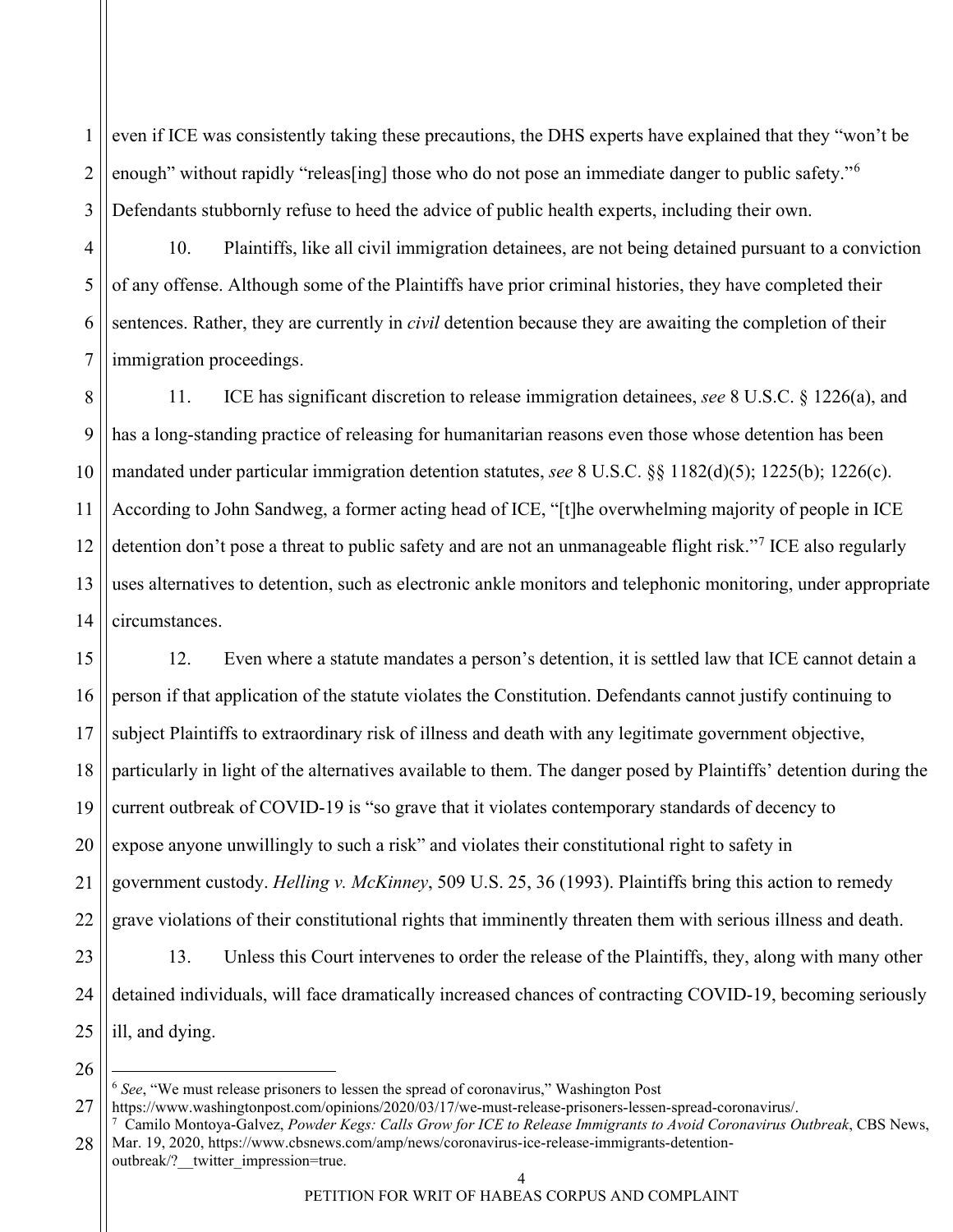even if ICE was consistently taking these precautions, the DHS experts have explained that they "won't be enough" without rapidly "releas[ing] those who do not pose an immediate danger to public safety."[6] Defendants stubbornly refuse to heed the advice of public health experts, including their own.

10. Plaintiffs, like all civil immigration detainees, are not being detained pursuant to a conviction of any offense. Although some of the Plaintiffs have prior criminal histories, they have completed their sentences. Rather, they are currently in *civil* detention because they are awaiting the completion of their immigration proceedings.

11. ICE has significant discretion to release immigration detainees, *see* 8 U.S.C. § 1226(a), and has a long-standing practice of releasing for humanitarian reasons even those whose detention has been mandated under particular immigration detention statutes, *see* 8 U.S.C. §§ 1182(d)(5); 1225(b); 1226(c). According to John Sandweg, a former acting head of ICE, "[t]he overwhelming majority of people in ICE detention don't pose a threat to public safety and are not an unmanageable flight risk."[7] ICE also regularly uses alternatives to detention, such as electronic ankle monitors and telephonic monitoring, under appropriate circumstances.

12. Even where a statute mandates a person's detention, it is settled law that ICE cannot detain a person if that application of the statute violates the Constitution. Defendants cannot justify continuing to subject Plaintiffs to extraordinary risk of illness and death with any legitimate government objective, particularly in light of the alternatives available to them. The danger posed by Plaintiffs' detention during the current outbreak of COVID-19 is "so grave that it violates contemporary standards of decency to expose anyone unwillingly to such a risk" and violates their constitutional right to safety in government custody. *Helling v. McKinney*, 509 U.S. 25, 36 (1993). Plaintiffs bring this action to remedy grave violations of their constitutional rights that imminently threaten them with serious illness and death.

13. Unless this Court intervenes to order the release of the Plaintiffs, they, along with many other detained individuals, will face dramatically increased chances of contracting COVID-19, becoming seriously ill, and dying.

---

[6] *See*, "We must release prisoners to lessen the spread of coronavirus," Washington Post https://www.washingtonpost.com/opinions/2020/03/17/we-must-release-prisoners-lessen-spread-coronavirus/.

[7] Camilo Montoya-Galvez, *Powder Kegs: Calls Grow for ICE to Release Immigrants to Avoid Coronavirus Outbreak*, CBS News, Mar. 19, 2020, https://www.cbsnews.com/amp/news/coronavirus-ice-release-immigrants-detention-outbreak/?__twitter_impression=true.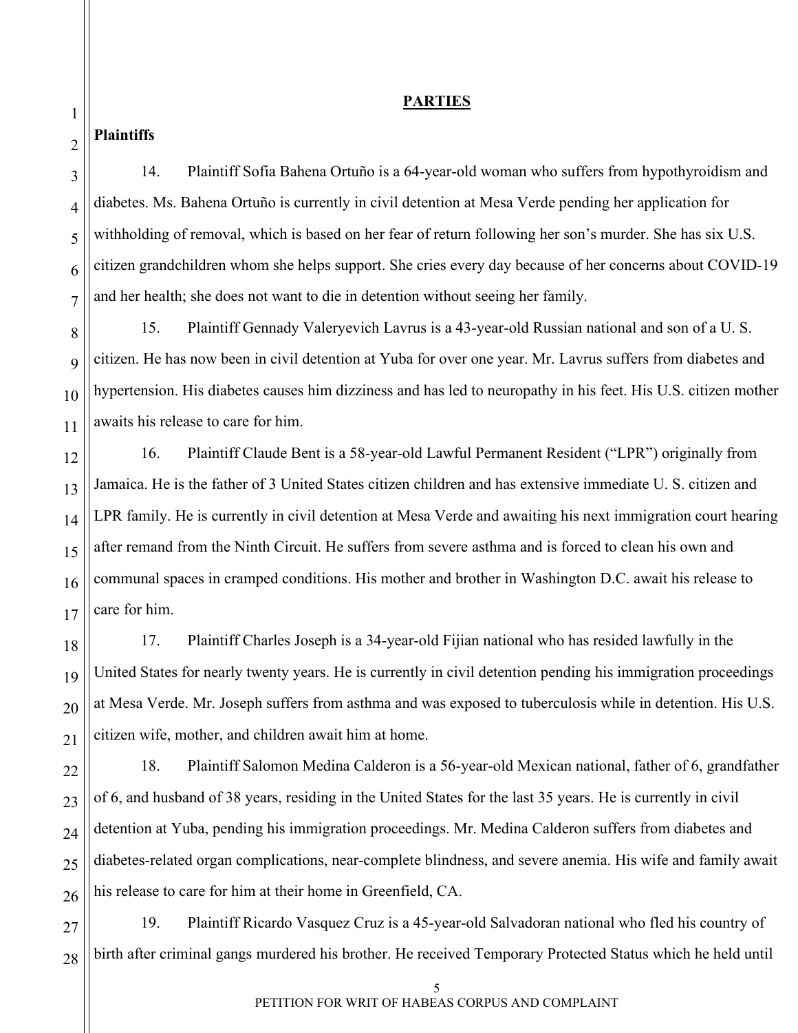## PARTIES

**Plaintiffs**

14. Plaintiff Sofia Bahena Ortuño is a 64-year-old woman who suffers from hypothyroidism and diabetes. Ms. Bahena Ortuño is currently in civil detention at Mesa Verde pending her application for withholding of removal, which is based on her fear of return following her son's murder. She has six U.S. citizen grandchildren whom she helps support. She cries every day because of her concerns about COVID-19 and her health; she does not want to die in detention without seeing her family.

15. Plaintiff Gennady Valeryevich Lavrus is a 43-year-old Russian national and son of a U. S. citizen. He has now been in civil detention at Yuba for over one year. Mr. Lavrus suffers from diabetes and hypertension. His diabetes causes him dizziness and has led to neuropathy in his feet. His U.S. citizen mother awaits his release to care for him.

16. Plaintiff Claude Bent is a 58-year-old Lawful Permanent Resident ("LPR") originally from Jamaica. He is the father of 3 United States citizen children and has extensive immediate U. S. citizen and LPR family. He is currently in civil detention at Mesa Verde and awaiting his next immigration court hearing after remand from the Ninth Circuit. He suffers from severe asthma and is forced to clean his own and communal spaces in cramped conditions. His mother and brother in Washington D.C. await his release to care for him.

17. Plaintiff Charles Joseph is a 34-year-old Fijian national who has resided lawfully in the United States for nearly twenty years. He is currently in civil detention pending his immigration proceedings at Mesa Verde. Mr. Joseph suffers from asthma and was exposed to tuberculosis while in detention. His U.S. citizen wife, mother, and children await him at home.

18. Plaintiff Salomon Medina Calderon is a 56-year-old Mexican national, father of 6, grandfather of 6, and husband of 38 years, residing in the United States for the last 35 years. He is currently in civil detention at Yuba, pending his immigration proceedings. Mr. Medina Calderon suffers from diabetes and diabetes-related organ complications, near-complete blindness, and severe anemia. His wife and family await his release to care for him at their home in Greenfield, CA.

19. Plaintiff Ricardo Vasquez Cruz is a 45-year-old Salvadoran national who fled his country of birth after criminal gangs murdered his brother. He received Temporary Protected Status which he held until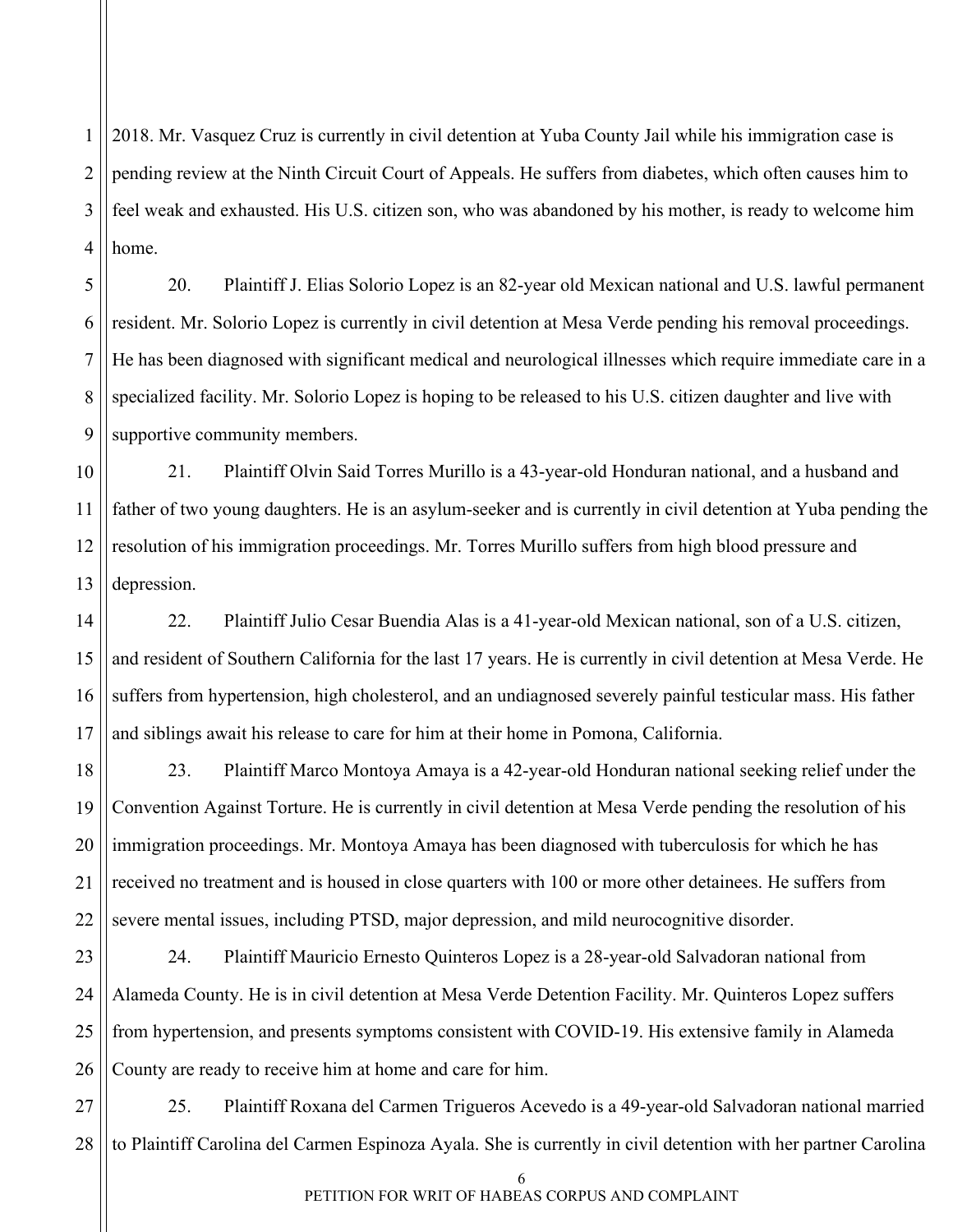2018. Mr. Vasquez Cruz is currently in civil detention at Yuba County Jail while his immigration case is pending review at the Ninth Circuit Court of Appeals. He suffers from diabetes, which often causes him to feel weak and exhausted. His U.S. citizen son, who was abandoned by his mother, is ready to welcome him home.

20. Plaintiff J. Elias Solorio Lopez is an 82-year old Mexican national and U.S. lawful permanent resident. Mr. Solorio Lopez is currently in civil detention at Mesa Verde pending his removal proceedings. He has been diagnosed with significant medical and neurological illnesses which require immediate care in a specialized facility. Mr. Solorio Lopez is hoping to be released to his U.S. citizen daughter and live with supportive community members.

21. Plaintiff Olvin Said Torres Murillo is a 43-year-old Honduran national, and a husband and father of two young daughters. He is an asylum-seeker and is currently in civil detention at Yuba pending the resolution of his immigration proceedings. Mr. Torres Murillo suffers from high blood pressure and depression.

22. Plaintiff Julio Cesar Buendia Alas is a 41-year-old Mexican national, son of a U.S. citizen, and resident of Southern California for the last 17 years. He is currently in civil detention at Mesa Verde. He suffers from hypertension, high cholesterol, and an undiagnosed severely painful testicular mass. His father and siblings await his release to care for him at their home in Pomona, California.

23. Plaintiff Marco Montoya Amaya is a 42-year-old Honduran national seeking relief under the Convention Against Torture. He is currently in civil detention at Mesa Verde pending the resolution of his immigration proceedings. Mr. Montoya Amaya has been diagnosed with tuberculosis for which he has received no treatment and is housed in close quarters with 100 or more other detainees. He suffers from severe mental issues, including PTSD, major depression, and mild neurocognitive disorder.

24. Plaintiff Mauricio Ernesto Quinteros Lopez is a 28-year-old Salvadoran national from Alameda County. He is in civil detention at Mesa Verde Detention Facility. Mr. Quinteros Lopez suffers from hypertension, and presents symptoms consistent with COVID-19. His extensive family in Alameda County are ready to receive him at home and care for him.

25. Plaintiff Roxana del Carmen Trigueros Acevedo is a 49-year-old Salvadoran national married to Plaintiff Carolina del Carmen Espinoza Ayala. She is currently in civil detention with her partner Carolina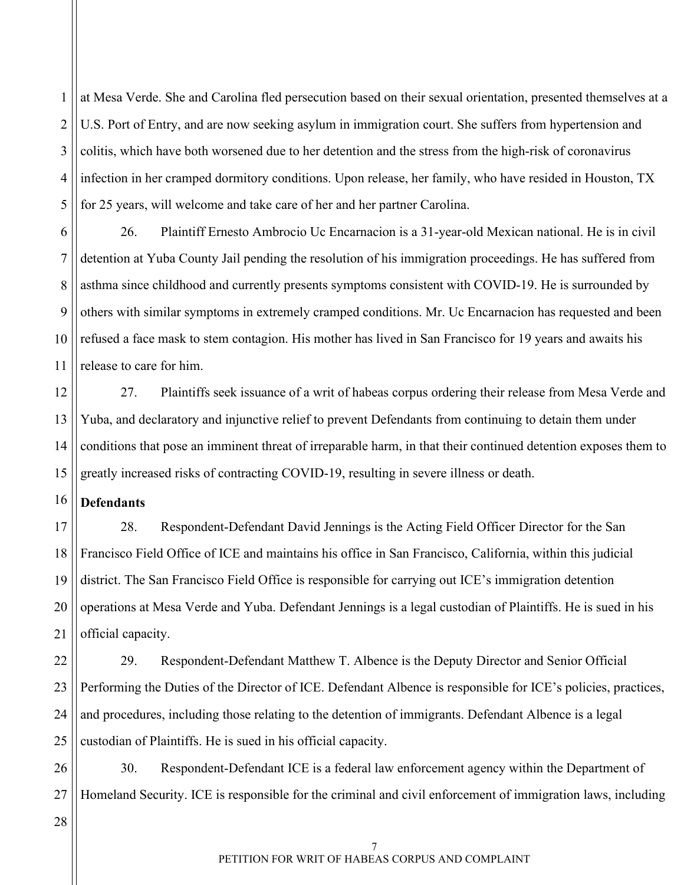at Mesa Verde. She and Carolina fled persecution based on their sexual orientation, presented themselves at a U.S. Port of Entry, and are now seeking asylum in immigration court. She suffers from hypertension and colitis, which have both worsened due to her detention and the stress from the high-risk of coronavirus infection in her cramped dormitory conditions. Upon release, her family, who have resided in Houston, TX for 25 years, will welcome and take care of her and her partner Carolina.

26. Plaintiff Ernesto Ambrocio Uc Encarnacion is a 31-year-old Mexican national. He is in civil detention at Yuba County Jail pending the resolution of his immigration proceedings. He has suffered from asthma since childhood and currently presents symptoms consistent with COVID-19. He is surrounded by others with similar symptoms in extremely cramped conditions. Mr. Uc Encarnacion has requested and been refused a face mask to stem contagion. His mother has lived in San Francisco for 19 years and awaits his release to care for him.

27. Plaintiffs seek issuance of a writ of habeas corpus ordering their release from Mesa Verde and Yuba, and declaratory and injunctive relief to prevent Defendants from continuing to detain them under conditions that pose an imminent threat of irreparable harm, in that their continued detention exposes them to greatly increased risks of contracting COVID-19, resulting in severe illness or death.

**Defendants**

28. Respondent-Defendant David Jennings is the Acting Field Officer Director for the San Francisco Field Office of ICE and maintains his office in San Francisco, California, within this judicial district. The San Francisco Field Office is responsible for carrying out ICE's immigration detention operations at Mesa Verde and Yuba. Defendant Jennings is a legal custodian of Plaintiffs. He is sued in his official capacity.

29. Respondent-Defendant Matthew T. Albence is the Deputy Director and Senior Official Performing the Duties of the Director of ICE. Defendant Albence is responsible for ICE's policies, practices, and procedures, including those relating to the detention of immigrants. Defendant Albence is a legal custodian of Plaintiffs. He is sued in his official capacity.

30. Respondent-Defendant ICE is a federal law enforcement agency within the Department of Homeland Security. ICE is responsible for the criminal and civil enforcement of immigration laws, including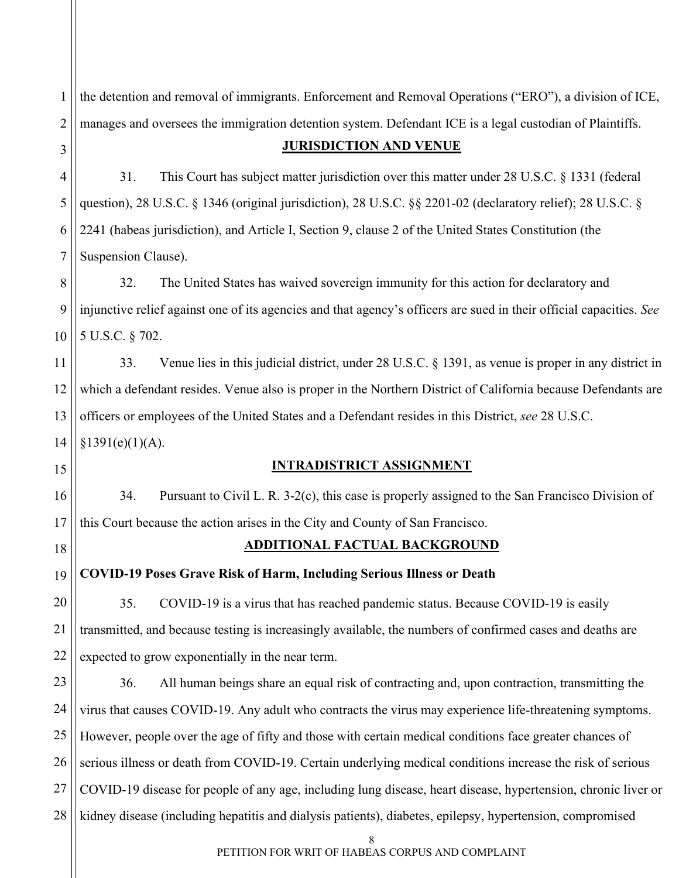the detention and removal of immigrants. Enforcement and Removal Operations ("ERO"), a division of ICE, manages and oversees the immigration detention system. Defendant ICE is a legal custodian of Plaintiffs.

## JURISDICTION AND VENUE

31. This Court has subject matter jurisdiction over this matter under 28 U.S.C. § 1331 (federal question), 28 U.S.C. § 1346 (original jurisdiction), 28 U.S.C. §§ 2201-02 (declaratory relief); 28 U.S.C. § 2241 (habeas jurisdiction), and Article I, Section 9, clause 2 of the United States Constitution (the Suspension Clause).

32. The United States has waived sovereign immunity for this action for declaratory and injunctive relief against one of its agencies and that agency's officers are sued in their official capacities. *See* 5 U.S.C. § 702.

33. Venue lies in this judicial district, under 28 U.S.C. § 1391, as venue is proper in any district in which a defendant resides. Venue also is proper in the Northern District of California because Defendants are officers or employees of the United States and a Defendant resides in this District, *see* 28 U.S.C. §1391(e)(1)(A).

## INTRADISTRICT ASSIGNMENT

34. Pursuant to Civil L. R. 3-2(c), this case is properly assigned to the San Francisco Division of this Court because the action arises in the City and County of San Francisco.

## ADDITIONAL FACTUAL BACKGROUND

**COVID-19 Poses Grave Risk of Harm, Including Serious Illness or Death**

35. COVID-19 is a virus that has reached pandemic status. Because COVID-19 is easily transmitted, and because testing is increasingly available, the numbers of confirmed cases and deaths are expected to grow exponentially in the near term.

36. All human beings share an equal risk of contracting and, upon contraction, transmitting the virus that causes COVID-19. Any adult who contracts the virus may experience life-threatening symptoms. However, people over the age of fifty and those with certain medical conditions face greater chances of serious illness or death from COVID-19. Certain underlying medical conditions increase the risk of serious COVID-19 disease for people of any age, including lung disease, heart disease, hypertension, chronic liver or kidney disease (including hepatitis and dialysis patients), diabetes, epilepsy, hypertension, compromised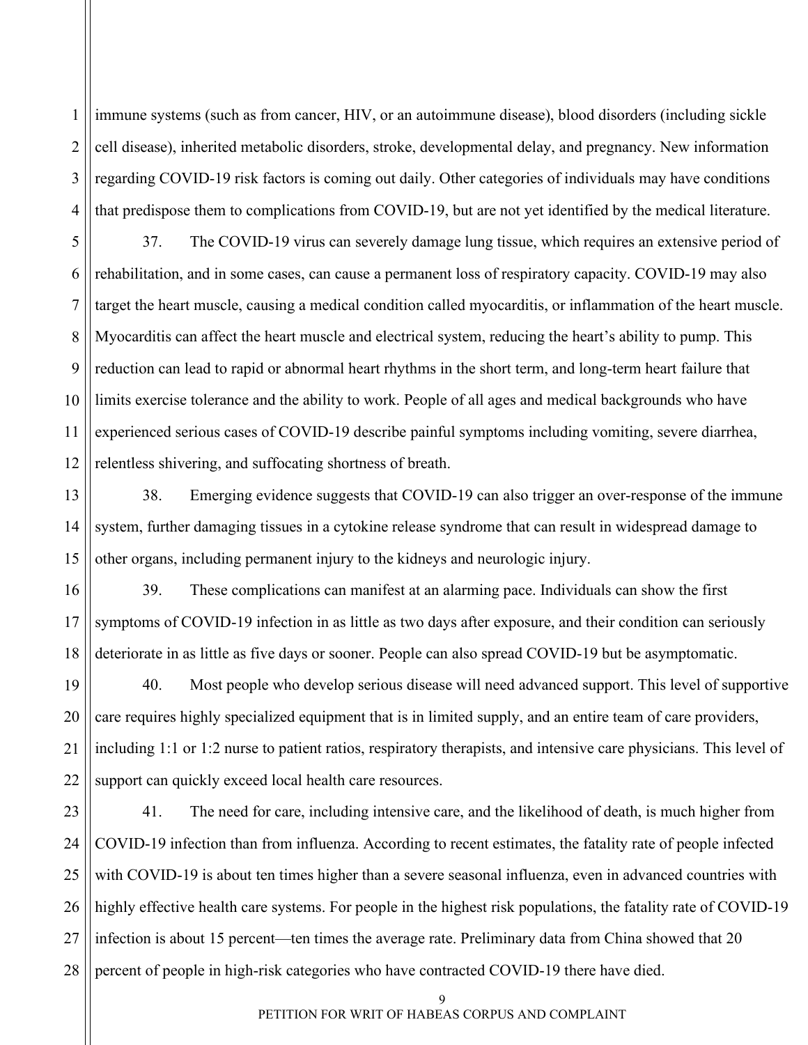immune systems (such as from cancer, HIV, or an autoimmune disease), blood disorders (including sickle cell disease), inherited metabolic disorders, stroke, developmental delay, and pregnancy. New information regarding COVID-19 risk factors is coming out daily. Other categories of individuals may have conditions that predispose them to complications from COVID-19, but are not yet identified by the medical literature.

37. The COVID-19 virus can severely damage lung tissue, which requires an extensive period of rehabilitation, and in some cases, can cause a permanent loss of respiratory capacity. COVID-19 may also target the heart muscle, causing a medical condition called myocarditis, or inflammation of the heart muscle. Myocarditis can affect the heart muscle and electrical system, reducing the heart's ability to pump. This reduction can lead to rapid or abnormal heart rhythms in the short term, and long-term heart failure that limits exercise tolerance and the ability to work. People of all ages and medical backgrounds who have experienced serious cases of COVID-19 describe painful symptoms including vomiting, severe diarrhea, relentless shivering, and suffocating shortness of breath.

38. Emerging evidence suggests that COVID-19 can also trigger an over-response of the immune system, further damaging tissues in a cytokine release syndrome that can result in widespread damage to other organs, including permanent injury to the kidneys and neurologic injury.

39. These complications can manifest at an alarming pace. Individuals can show the first symptoms of COVID-19 infection in as little as two days after exposure, and their condition can seriously deteriorate in as little as five days or sooner. People can also spread COVID-19 but be asymptomatic.

40. Most people who develop serious disease will need advanced support. This level of supportive care requires highly specialized equipment that is in limited supply, and an entire team of care providers, including 1:1 or 1:2 nurse to patient ratios, respiratory therapists, and intensive care physicians. This level of support can quickly exceed local health care resources.

41. The need for care, including intensive care, and the likelihood of death, is much higher from COVID-19 infection than from influenza. According to recent estimates, the fatality rate of people infected with COVID-19 is about ten times higher than a severe seasonal influenza, even in advanced countries with highly effective health care systems. For people in the highest risk populations, the fatality rate of COVID-19 infection is about 15 percent—ten times the average rate. Preliminary data from China showed that 20 percent of people in high-risk categories who have contracted COVID-19 there have died.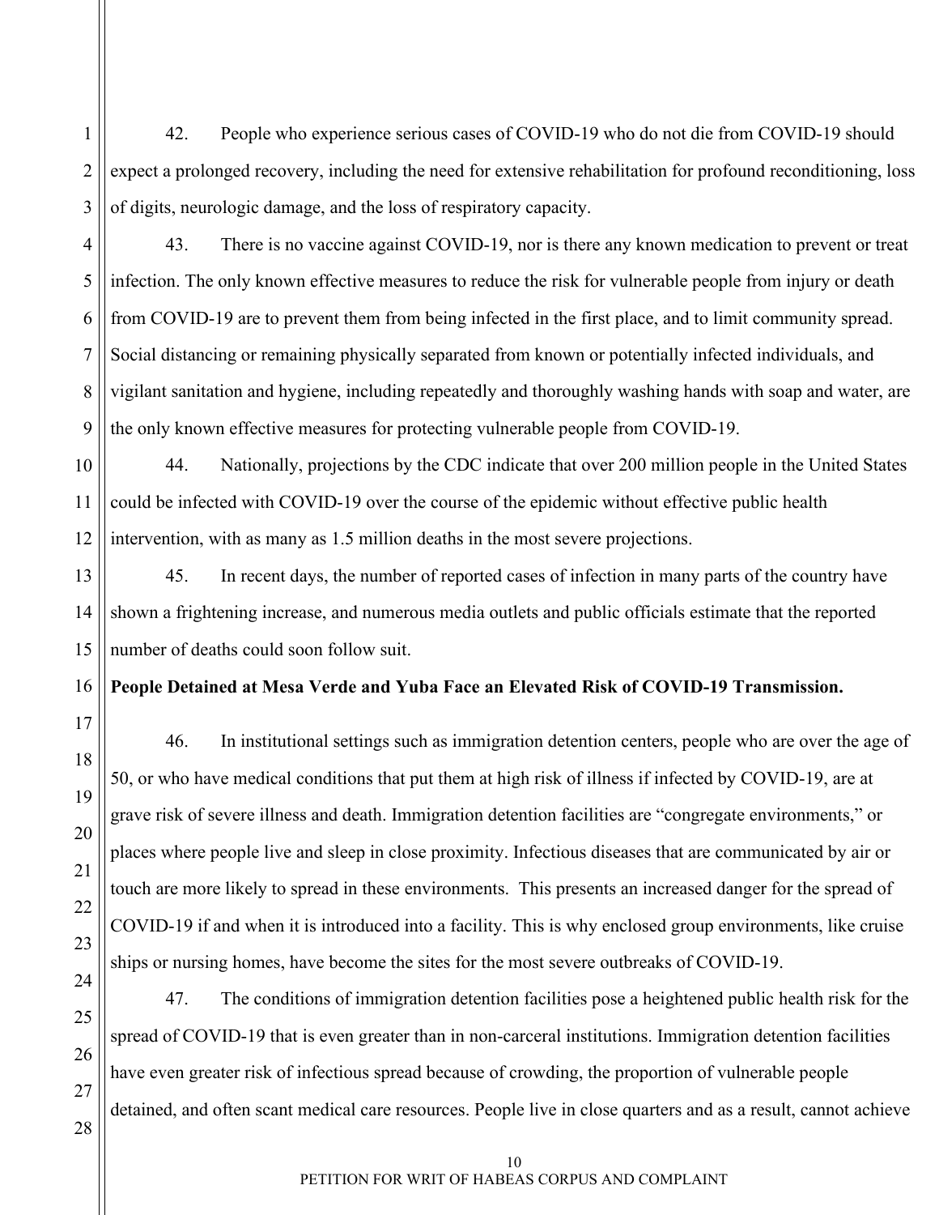42. People who experience serious cases of COVID-19 who do not die from COVID-19 should expect a prolonged recovery, including the need for extensive rehabilitation for profound reconditioning, loss of digits, neurologic damage, and the loss of respiratory capacity.

43. There is no vaccine against COVID-19, nor is there any known medication to prevent or treat infection. The only known effective measures to reduce the risk for vulnerable people from injury or death from COVID-19 are to prevent them from being infected in the first place, and to limit community spread. Social distancing or remaining physically separated from known or potentially infected individuals, and vigilant sanitation and hygiene, including repeatedly and thoroughly washing hands with soap and water, are the only known effective measures for protecting vulnerable people from COVID-19.

44. Nationally, projections by the CDC indicate that over 200 million people in the United States could be infected with COVID-19 over the course of the epidemic without effective public health intervention, with as many as 1.5 million deaths in the most severe projections.

45. In recent days, the number of reported cases of infection in many parts of the country have shown a frightening increase, and numerous media outlets and public officials estimate that the reported number of deaths could soon follow suit.

**People Detained at Mesa Verde and Yuba Face an Elevated Risk of COVID-19 Transmission.**

46. In institutional settings such as immigration detention centers, people who are over the age of 50, or who have medical conditions that put them at high risk of illness if infected by COVID-19, are at grave risk of severe illness and death. Immigration detention facilities are "congregate environments," or places where people live and sleep in close proximity. Infectious diseases that are communicated by air or touch are more likely to spread in these environments. This presents an increased danger for the spread of COVID-19 if and when it is introduced into a facility. This is why enclosed group environments, like cruise ships or nursing homes, have become the sites for the most severe outbreaks of COVID-19.

47. The conditions of immigration detention facilities pose a heightened public health risk for the spread of COVID-19 that is even greater than in non-carceral institutions. Immigration detention facilities have even greater risk of infectious spread because of crowding, the proportion of vulnerable people detained, and often scant medical care resources. People live in close quarters and as a result, cannot achieve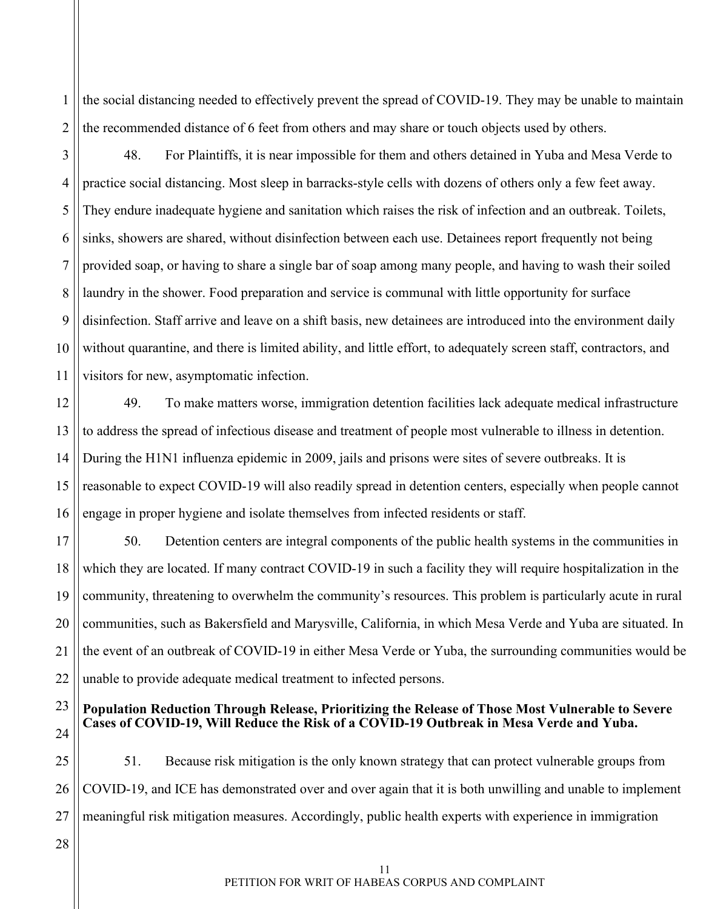the social distancing needed to effectively prevent the spread of COVID-19. They may be unable to maintain the recommended distance of 6 feet from others and may share or touch objects used by others.

48. For Plaintiffs, it is near impossible for them and others detained in Yuba and Mesa Verde to practice social distancing. Most sleep in barracks-style cells with dozens of others only a few feet away. They endure inadequate hygiene and sanitation which raises the risk of infection and an outbreak. Toilets, sinks, showers are shared, without disinfection between each use. Detainees report frequently not being provided soap, or having to share a single bar of soap among many people, and having to wash their soiled laundry in the shower. Food preparation and service is communal with little opportunity for surface disinfection. Staff arrive and leave on a shift basis, new detainees are introduced into the environment daily without quarantine, and there is limited ability, and little effort, to adequately screen staff, contractors, and visitors for new, asymptomatic infection.

49. To make matters worse, immigration detention facilities lack adequate medical infrastructure to address the spread of infectious disease and treatment of people most vulnerable to illness in detention. During the H1N1 influenza epidemic in 2009, jails and prisons were sites of severe outbreaks. It is reasonable to expect COVID-19 will also readily spread in detention centers, especially when people cannot engage in proper hygiene and isolate themselves from infected residents or staff.

50. Detention centers are integral components of the public health systems in the communities in which they are located. If many contract COVID-19 in such a facility they will require hospitalization in the community, threatening to overwhelm the community's resources. This problem is particularly acute in rural communities, such as Bakersfield and Marysville, California, in which Mesa Verde and Yuba are situated. In the event of an outbreak of COVID-19 in either Mesa Verde or Yuba, the surrounding communities would be unable to provide adequate medical treatment to infected persons.

**Population Reduction Through Release, Prioritizing the Release of Those Most Vulnerable to Severe Cases of COVID-19, Will Reduce the Risk of a COVID-19 Outbreak in Mesa Verde and Yuba.**

51. Because risk mitigation is the only known strategy that can protect vulnerable groups from COVID-19, and ICE has demonstrated over and over again that it is both unwilling and unable to implement meaningful risk mitigation measures. Accordingly, public health experts with experience in immigration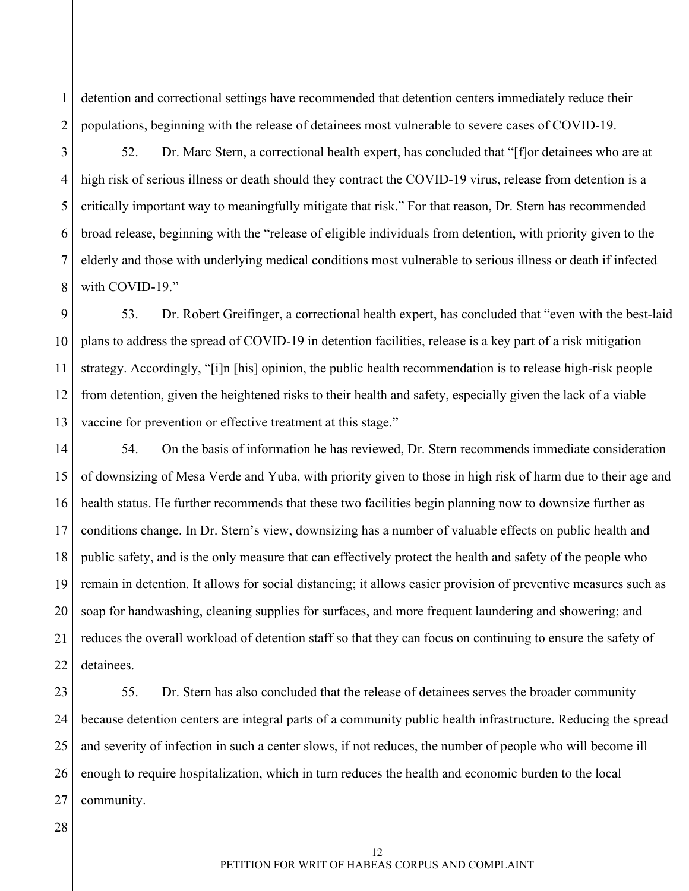detention and correctional settings have recommended that detention centers immediately reduce their populations, beginning with the release of detainees most vulnerable to severe cases of COVID-19.

52. Dr. Marc Stern, a correctional health expert, has concluded that "[f]or detainees who are at high risk of serious illness or death should they contract the COVID-19 virus, release from detention is a critically important way to meaningfully mitigate that risk." For that reason, Dr. Stern has recommended broad release, beginning with the "release of eligible individuals from detention, with priority given to the elderly and those with underlying medical conditions most vulnerable to serious illness or death if infected with COVID-19."

53. Dr. Robert Greifinger, a correctional health expert, has concluded that "even with the best-laid plans to address the spread of COVID-19 in detention facilities, release is a key part of a risk mitigation strategy. Accordingly, "[i]n [his] opinion, the public health recommendation is to release high-risk people from detention, given the heightened risks to their health and safety, especially given the lack of a viable vaccine for prevention or effective treatment at this stage."

54. On the basis of information he has reviewed, Dr. Stern recommends immediate consideration of downsizing of Mesa Verde and Yuba, with priority given to those in high risk of harm due to their age and health status. He further recommends that these two facilities begin planning now to downsize further as conditions change. In Dr. Stern's view, downsizing has a number of valuable effects on public health and public safety, and is the only measure that can effectively protect the health and safety of the people who remain in detention. It allows for social distancing; it allows easier provision of preventive measures such as soap for handwashing, cleaning supplies for surfaces, and more frequent laundering and showering; and reduces the overall workload of detention staff so that they can focus on continuing to ensure the safety of detainees.

55. Dr. Stern has also concluded that the release of detainees serves the broader community because detention centers are integral parts of a community public health infrastructure. Reducing the spread and severity of infection in such a center slows, if not reduces, the number of people who will become ill enough to require hospitalization, which in turn reduces the health and economic burden to the local community.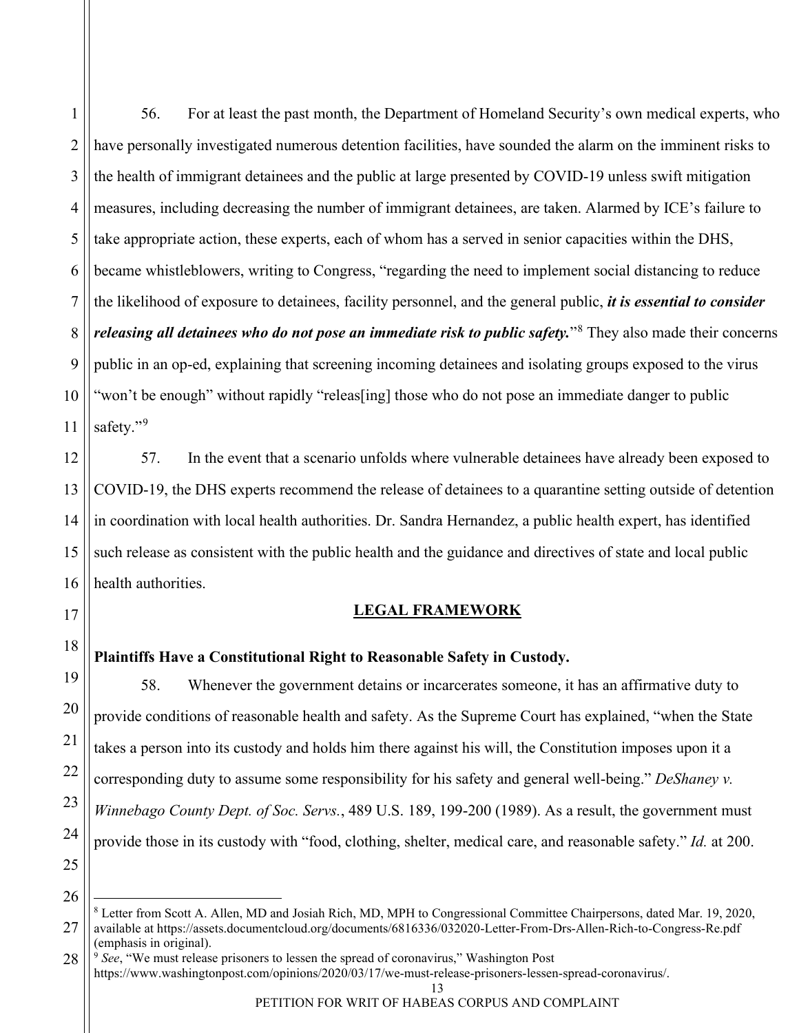56. For at least the past month, the Department of Homeland Security's own medical experts, who have personally investigated numerous detention facilities, have sounded the alarm on the imminent risks to the health of immigrant detainees and the public at large presented by COVID-19 unless swift mitigation measures, including decreasing the number of immigrant detainees, are taken. Alarmed by ICE's failure to take appropriate action, these experts, each of whom has a served in senior capacities within the DHS, became whistleblowers, writing to Congress, "regarding the need to implement social distancing to reduce the likelihood of exposure to detainees, facility personnel, and the general public, ***it is essential to consider releasing all detainees who do not pose an immediate risk to public safety.***"[8] They also made their concerns public in an op-ed, explaining that screening incoming detainees and isolating groups exposed to the virus "won't be enough" without rapidly "releas[ing] those who do not pose an immediate danger to public safety."[9]

57. In the event that a scenario unfolds where vulnerable detainees have already been exposed to COVID-19, the DHS experts recommend the release of detainees to a quarantine setting outside of detention in coordination with local health authorities. Dr. Sandra Hernandez, a public health expert, has identified such release as consistent with the public health and the guidance and directives of state and local public health authorities.

## LEGAL FRAMEWORK

**Plaintiffs Have a Constitutional Right to Reasonable Safety in Custody.**

58. Whenever the government detains or incarcerates someone, it has an affirmative duty to provide conditions of reasonable health and safety. As the Supreme Court has explained, "when the State takes a person into its custody and holds him there against his will, the Constitution imposes upon it a corresponding duty to assume some responsibility for his safety and general well-being." *DeShaney v. Winnebago County Dept. of Soc. Servs.*, 489 U.S. 189, 199-200 (1989). As a result, the government must provide those in its custody with "food, clothing, shelter, medical care, and reasonable safety." *Id.* at 200.

---

[8] Letter from Scott A. Allen, MD and Josiah Rich, MD, MPH to Congressional Committee Chairpersons, dated Mar. 19, 2020, available at https://assets.documentcloud.org/documents/6816336/032020-Letter-From-Drs-Allen-Rich-to-Congress-Re.pdf (emphasis in original).

[9] *See*, "We must release prisoners to lessen the spread of coronavirus," Washington Post https://www.washingtonpost.com/opinions/2020/03/17/we-must-release-prisoners-lessen-spread-coronavirus/.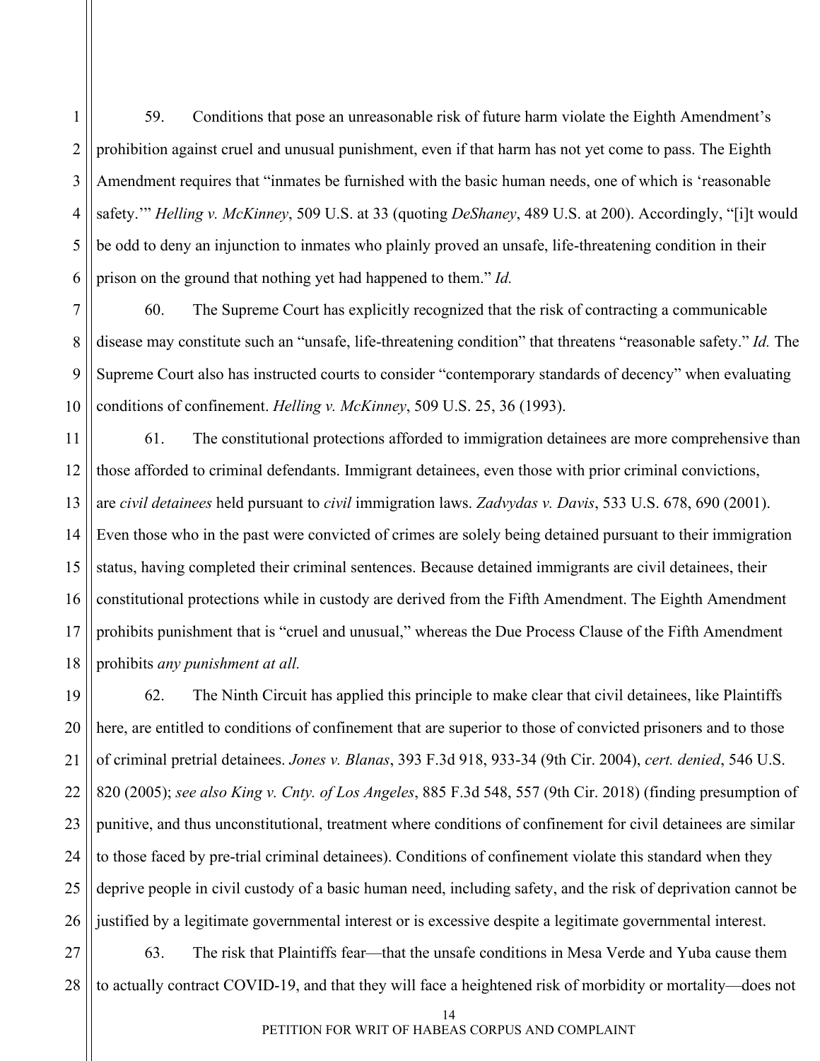59. Conditions that pose an unreasonable risk of future harm violate the Eighth Amendment's prohibition against cruel and unusual punishment, even if that harm has not yet come to pass. The Eighth Amendment requires that "inmates be furnished with the basic human needs, one of which is 'reasonable safety.'" *Helling v. McKinney*, 509 U.S. at 33 (quoting *DeShaney*, 489 U.S. at 200). Accordingly, "[i]t would be odd to deny an injunction to inmates who plainly proved an unsafe, life-threatening condition in their prison on the ground that nothing yet had happened to them." *Id.*

60. The Supreme Court has explicitly recognized that the risk of contracting a communicable disease may constitute such an "unsafe, life-threatening condition" that threatens "reasonable safety." *Id.* The Supreme Court also has instructed courts to consider "contemporary standards of decency" when evaluating conditions of confinement. *Helling v. McKinney*, 509 U.S. 25, 36 (1993).

61. The constitutional protections afforded to immigration detainees are more comprehensive than those afforded to criminal defendants. Immigrant detainees, even those with prior criminal convictions, are *civil detainees* held pursuant to *civil* immigration laws. *Zadvydas v. Davis*, 533 U.S. 678, 690 (2001). Even those who in the past were convicted of crimes are solely being detained pursuant to their immigration status, having completed their criminal sentences. Because detained immigrants are civil detainees, their constitutional protections while in custody are derived from the Fifth Amendment. The Eighth Amendment prohibits punishment that is "cruel and unusual," whereas the Due Process Clause of the Fifth Amendment prohibits *any punishment at all.*

62. The Ninth Circuit has applied this principle to make clear that civil detainees, like Plaintiffs here, are entitled to conditions of confinement that are superior to those of convicted prisoners and to those of criminal pretrial detainees. *Jones v. Blanas*, 393 F.3d 918, 933-34 (9th Cir. 2004), *cert. denied*, 546 U.S. 820 (2005); *see also King v. Cnty. of Los Angeles*, 885 F.3d 548, 557 (9th Cir. 2018) (finding presumption of punitive, and thus unconstitutional, treatment where conditions of confinement for civil detainees are similar to those faced by pre-trial criminal detainees). Conditions of confinement violate this standard when they deprive people in civil custody of a basic human need, including safety, and the risk of deprivation cannot be justified by a legitimate governmental interest or is excessive despite a legitimate governmental interest.

63. The risk that Plaintiffs fear—that the unsafe conditions in Mesa Verde and Yuba cause them to actually contract COVID-19, and that they will face a heightened risk of morbidity or mortality—does not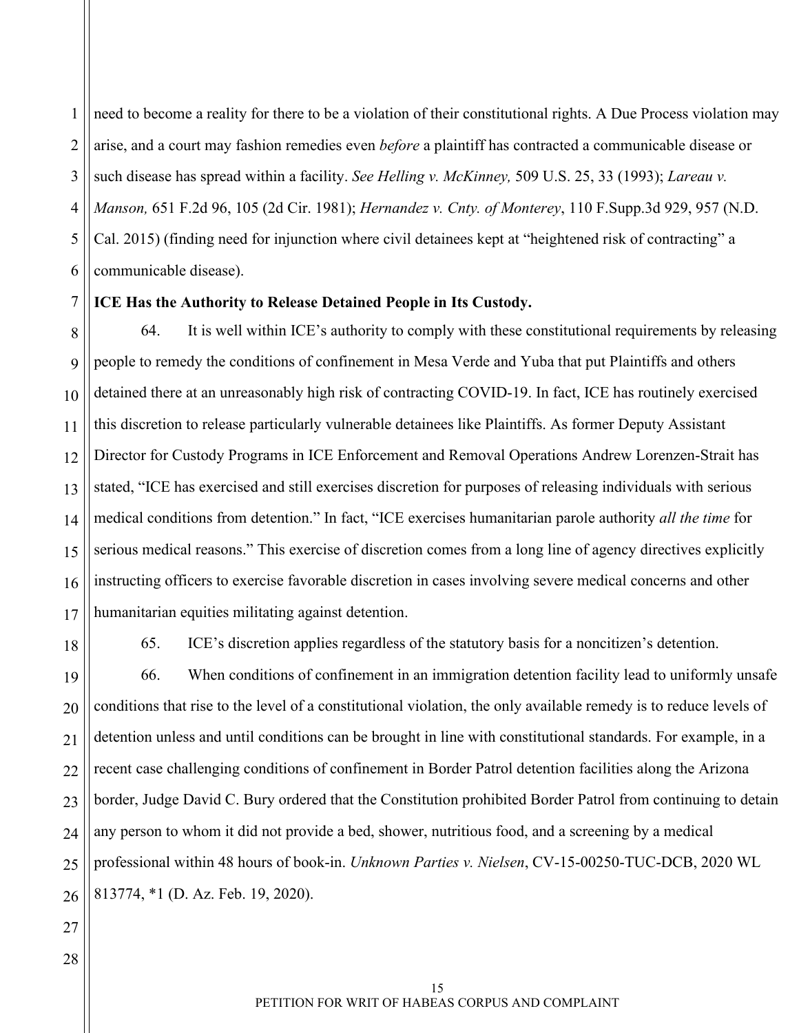need to become a reality for there to be a violation of their constitutional rights. A Due Process violation may arise, and a court may fashion remedies even *before* a plaintiff has contracted a communicable disease or such disease has spread within a facility. *See Helling v. McKinney,* 509 U.S. 25, 33 (1993); *Lareau v. Manson,* 651 F.2d 96, 105 (2d Cir. 1981); *Hernandez v. Cnty. of Monterey*, 110 F.Supp.3d 929, 957 (N.D. Cal. 2015) (finding need for injunction where civil detainees kept at "heightened risk of contracting" a communicable disease).

**ICE Has the Authority to Release Detained People in Its Custody.**

64. It is well within ICE's authority to comply with these constitutional requirements by releasing people to remedy the conditions of confinement in Mesa Verde and Yuba that put Plaintiffs and others detained there at an unreasonably high risk of contracting COVID-19. In fact, ICE has routinely exercised this discretion to release particularly vulnerable detainees like Plaintiffs. As former Deputy Assistant Director for Custody Programs in ICE Enforcement and Removal Operations Andrew Lorenzen-Strait has stated, "ICE has exercised and still exercises discretion for purposes of releasing individuals with serious medical conditions from detention." In fact, "ICE exercises humanitarian parole authority *all the time* for serious medical reasons." This exercise of discretion comes from a long line of agency directives explicitly instructing officers to exercise favorable discretion in cases involving severe medical concerns and other humanitarian equities militating against detention.

65. ICE's discretion applies regardless of the statutory basis for a noncitizen's detention.

66. When conditions of confinement in an immigration detention facility lead to uniformly unsafe conditions that rise to the level of a constitutional violation, the only available remedy is to reduce levels of detention unless and until conditions can be brought in line with constitutional standards. For example, in a recent case challenging conditions of confinement in Border Patrol detention facilities along the Arizona border, Judge David C. Bury ordered that the Constitution prohibited Border Patrol from continuing to detain any person to whom it did not provide a bed, shower, nutritious food, and a screening by a medical professional within 48 hours of book-in. *Unknown Parties v. Nielsen*, CV-15-00250-TUC-DCB, 2020 WL 813774, *1 (D. Az. Feb. 19, 2020).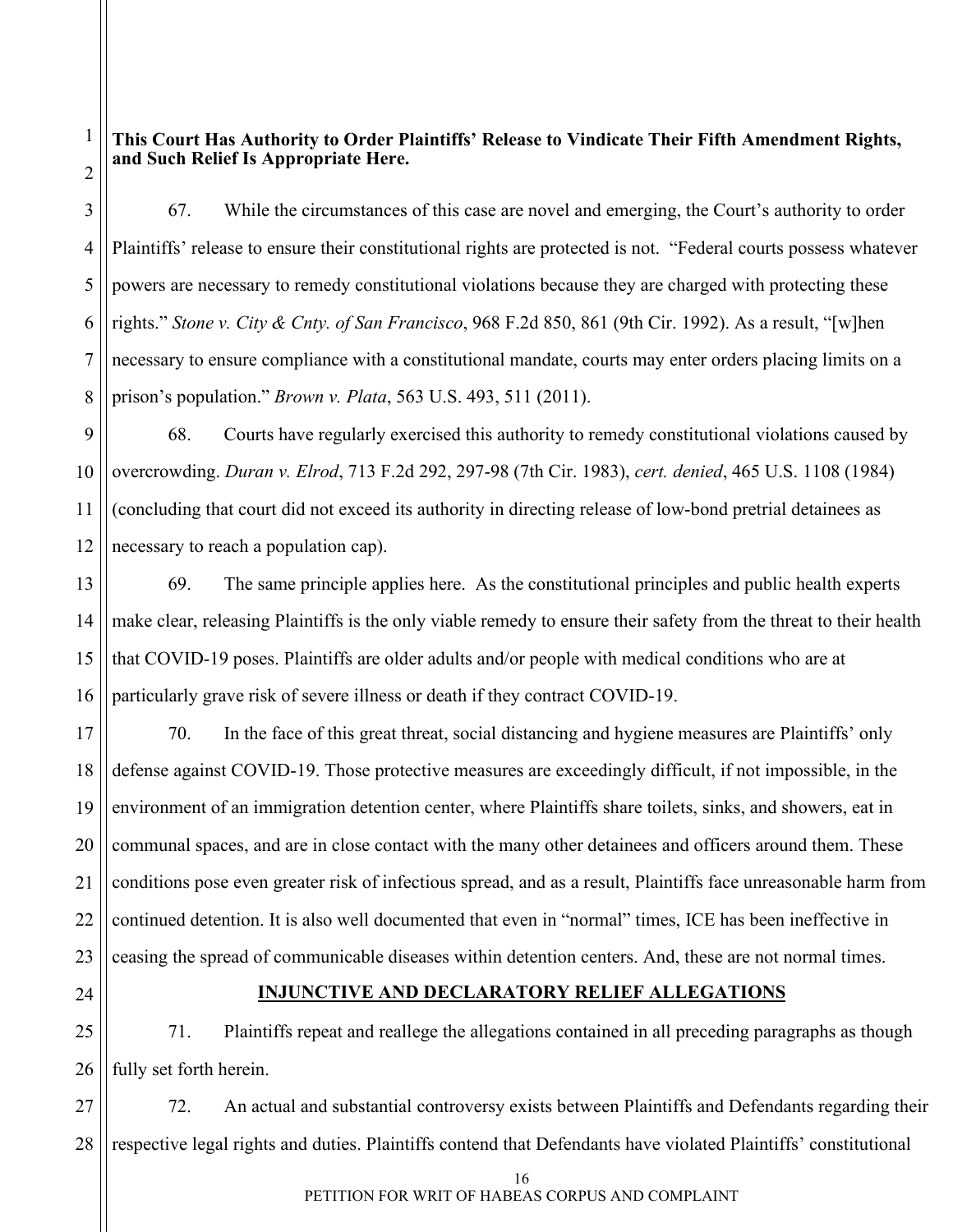**This Court Has Authority to Order Plaintiffs' Release to Vindicate Their Fifth Amendment Rights, and Such Relief Is Appropriate Here.**

67. While the circumstances of this case are novel and emerging, the Court's authority to order Plaintiffs' release to ensure their constitutional rights are protected is not. "Federal courts possess whatever powers are necessary to remedy constitutional violations because they are charged with protecting these rights." *Stone v. City & Cnty. of San Francisco*, 968 F.2d 850, 861 (9th Cir. 1992). As a result, "[w]hen necessary to ensure compliance with a constitutional mandate, courts may enter orders placing limits on a prison's population." *Brown v. Plata*, 563 U.S. 493, 511 (2011).

68. Courts have regularly exercised this authority to remedy constitutional violations caused by overcrowding. *Duran v. Elrod*, 713 F.2d 292, 297-98 (7th Cir. 1983), *cert. denied*, 465 U.S. 1108 (1984) (concluding that court did not exceed its authority in directing release of low-bond pretrial detainees as necessary to reach a population cap).

69. The same principle applies here. As the constitutional principles and public health experts make clear, releasing Plaintiffs is the only viable remedy to ensure their safety from the threat to their health that COVID-19 poses. Plaintiffs are older adults and/or people with medical conditions who are at particularly grave risk of severe illness or death if they contract COVID-19.

70. In the face of this great threat, social distancing and hygiene measures are Plaintiffs' only defense against COVID-19. Those protective measures are exceedingly difficult, if not impossible, in the environment of an immigration detention center, where Plaintiffs share toilets, sinks, and showers, eat in communal spaces, and are in close contact with the many other detainees and officers around them. These conditions pose even greater risk of infectious spread, and as a result, Plaintiffs face unreasonable harm from continued detention. It is also well documented that even in "normal" times, ICE has been ineffective in ceasing the spread of communicable diseases within detention centers. And, these are not normal times.

## INJUNCTIVE AND DECLARATORY RELIEF ALLEGATIONS

71. Plaintiffs repeat and reallege the allegations contained in all preceding paragraphs as though fully set forth herein.

72. An actual and substantial controversy exists between Plaintiffs and Defendants regarding their respective legal rights and duties. Plaintiffs contend that Defendants have violated Plaintiffs' constitutional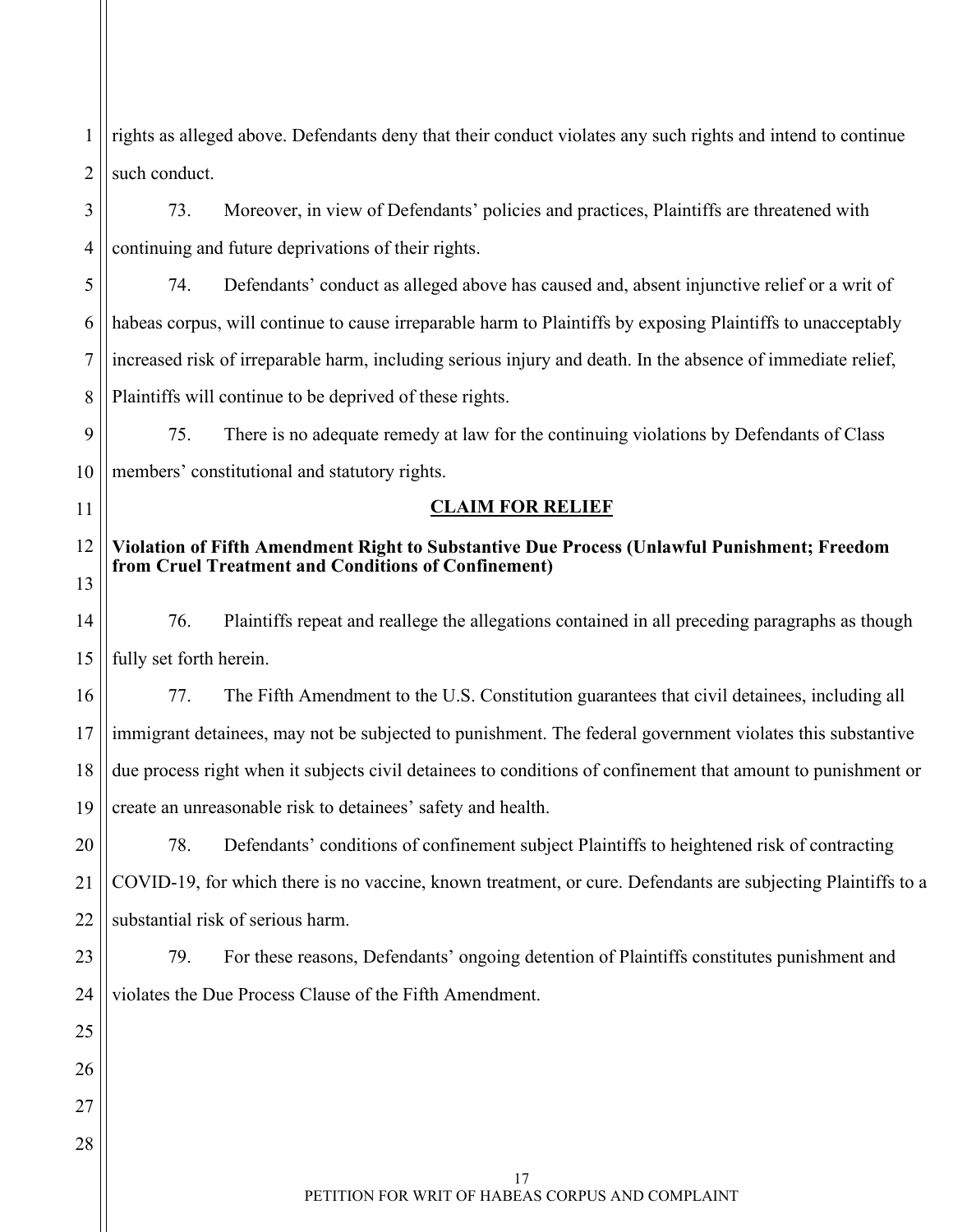rights as alleged above. Defendants deny that their conduct violates any such rights and intend to continue such conduct.

73. Moreover, in view of Defendants' policies and practices, Plaintiffs are threatened with continuing and future deprivations of their rights.

74. Defendants' conduct as alleged above has caused and, absent injunctive relief or a writ of habeas corpus, will continue to cause irreparable harm to Plaintiffs by exposing Plaintiffs to unacceptably increased risk of irreparable harm, including serious injury and death. In the absence of immediate relief, Plaintiffs will continue to be deprived of these rights.

75. There is no adequate remedy at law for the continuing violations by Defendants of Class members' constitutional and statutory rights.

## CLAIM FOR RELIEF

**Violation of Fifth Amendment Right to Substantive Due Process (Unlawful Punishment; Freedom from Cruel Treatment and Conditions of Confinement)**

76. Plaintiffs repeat and reallege the allegations contained in all preceding paragraphs as though fully set forth herein.

77. The Fifth Amendment to the U.S. Constitution guarantees that civil detainees, including all immigrant detainees, may not be subjected to punishment. The federal government violates this substantive due process right when it subjects civil detainees to conditions of confinement that amount to punishment or create an unreasonable risk to detainees' safety and health.

78. Defendants' conditions of confinement subject Plaintiffs to heightened risk of contracting COVID-19, for which there is no vaccine, known treatment, or cure. Defendants are subjecting Plaintiffs to a substantial risk of serious harm.

79. For these reasons, Defendants' ongoing detention of Plaintiffs constitutes punishment and violates the Due Process Clause of the Fifth Amendment.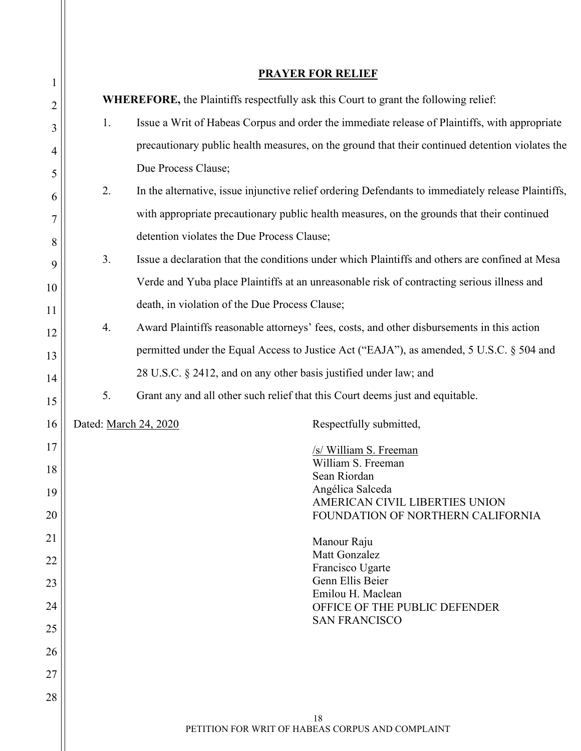## PRAYER FOR RELIEF

**WHEREFORE,** the Plaintiffs respectfully ask this Court to grant the following relief:

1. Issue a Writ of Habeas Corpus and order the immediate release of Plaintiffs, with appropriate precautionary public health measures, on the ground that their continued detention violates the Due Process Clause;
2. In the alternative, issue injunctive relief ordering Defendants to immediately release Plaintiffs, with appropriate precautionary public health measures, on the grounds that their continued detention violates the Due Process Clause;
3. Issue a declaration that the conditions under which Plaintiffs and others are confined at Mesa Verde and Yuba place Plaintiffs at an unreasonable risk of contracting serious illness and death, in violation of the Due Process Clause;
4. Award Plaintiffs reasonable attorneys' fees, costs, and other disbursements in this action permitted under the Equal Access to Justice Act ("EAJA"), as amended, 5 U.S.C. § 504 and 28 U.S.C. § 2412, and on any other basis justified under law; and
5. Grant any and all other such relief that this Court deems just and equitable.

Dated: March 24, 2020

Respectfully submitted,

/s/ William S. Freeman
William S. Freeman
Sean Riordan
Angélica Salceda
AMERICAN CIVIL LIBERTIES UNION
FOUNDATION OF NORTHERN CALIFORNIA

Manour Raju
Matt Gonzalez
Francisco Ugarte
Genn Ellis Beier
Emilou H. Maclean
OFFICE OF THE PUBLIC DEFENDER
SAN FRANCISCO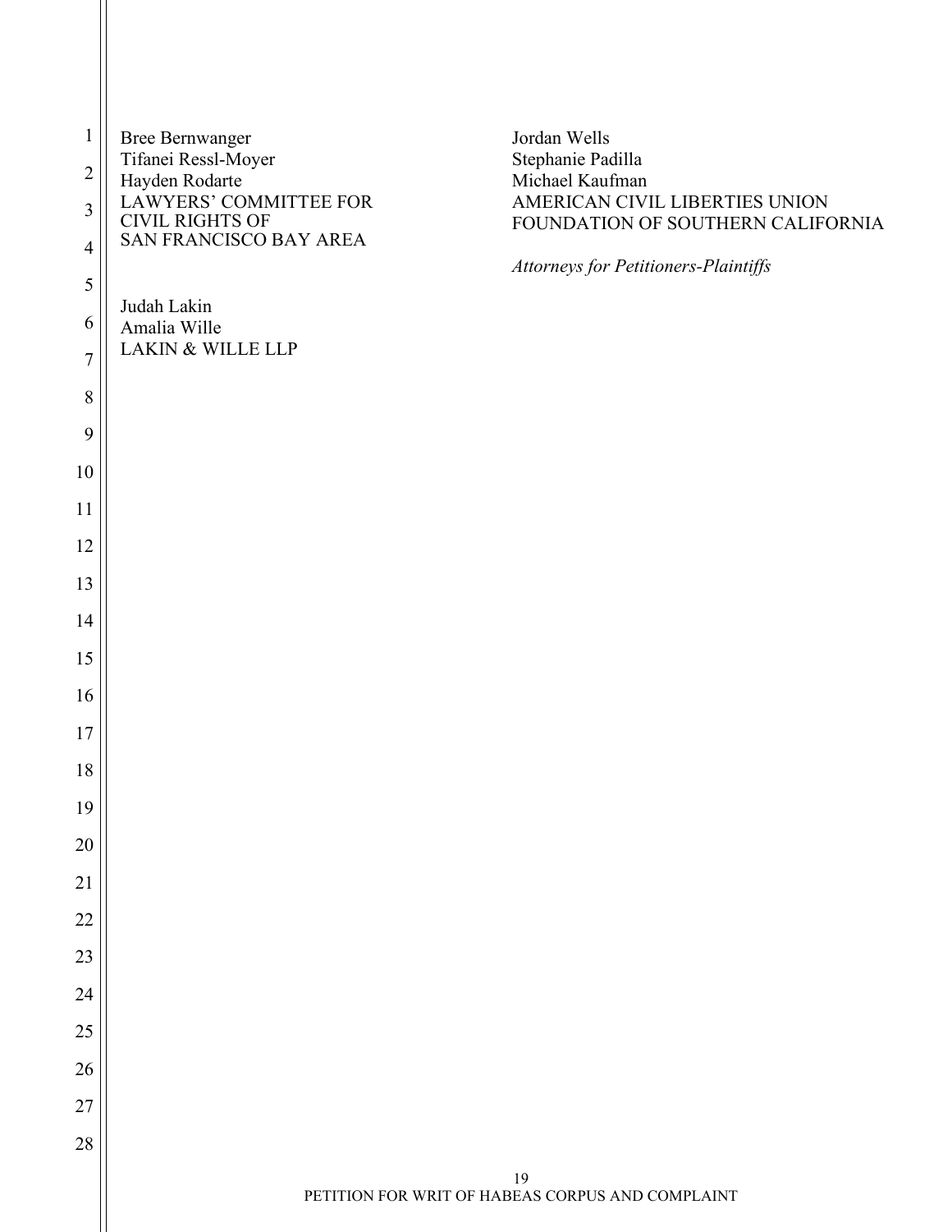Bree Bernwanger
Tifanei Ressl-Moyer
Hayden Rodarte
LAWYERS' COMMITTEE FOR
CIVIL RIGHTS OF
SAN FRANCISCO BAY AREA

Judah Lakin
Amalia Wille
LAKIN & WILLE LLP

Jordan Wells
Stephanie Padilla
Michael Kaufman
AMERICAN CIVIL LIBERTIES UNION
FOUNDATION OF SOUTHERN CALIFORNIA

*Attorneys for Petitioners-Plaintiffs*